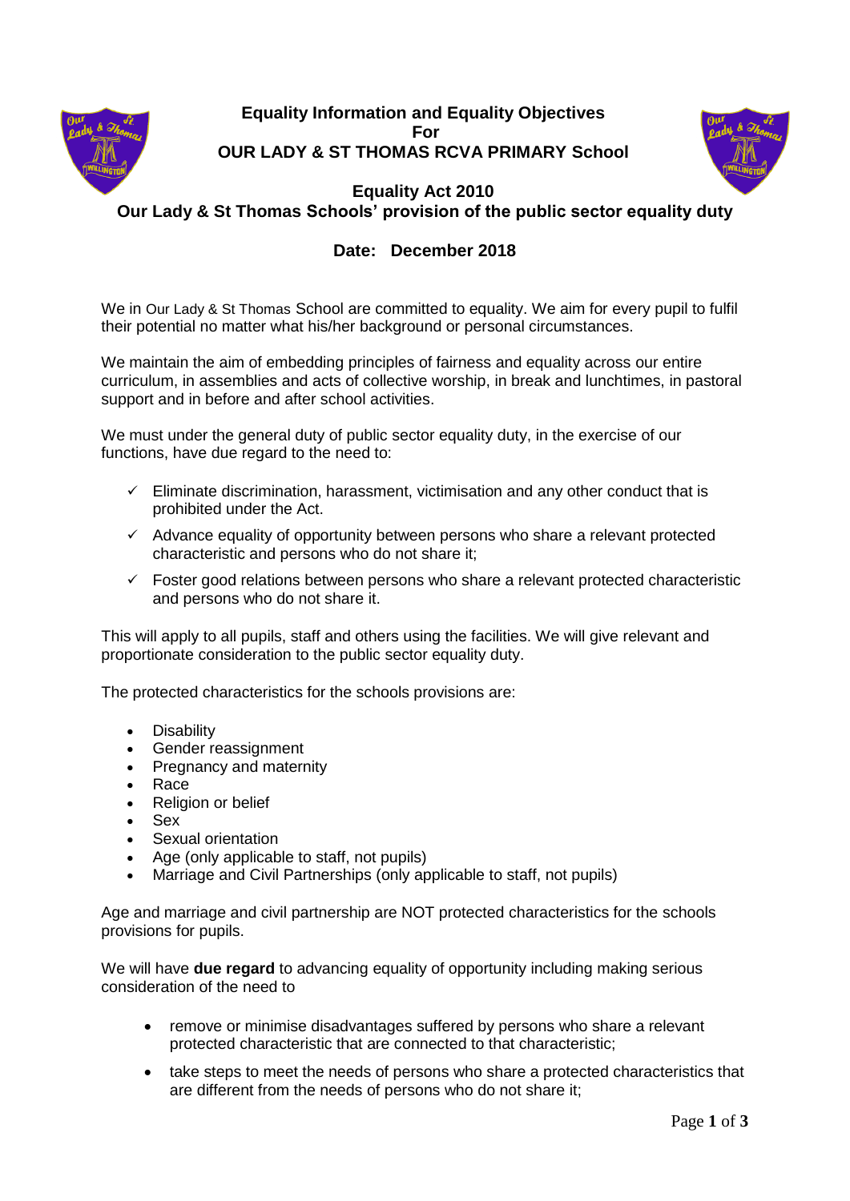# Equality Information and Equality Objectives
# For
# OUR LADY & ST THOMAS RCVA PRIMARY School

## Equality Act 2010
## Our Lady & St Thomas Schools' provision of the public sector equality duty

**Date: December 2018**

We in Our Lady & St Thomas School are committed to equality. We aim for every pupil to fulfil their potential no matter what his/her background or personal circumstances.

We maintain the aim of embedding principles of fairness and equality across our entire curriculum, in assemblies and acts of collective worship, in break and lunchtimes, in pastoral support and in before and after school activities.

We must under the general duty of public sector equality duty, in the exercise of our functions, have due regard to the need to:

- ✓ Eliminate discrimination, harassment, victimisation and any other conduct that is prohibited under the Act.
- ✓ Advance equality of opportunity between persons who share a relevant protected characteristic and persons who do not share it;
- ✓ Foster good relations between persons who share a relevant protected characteristic and persons who do not share it.

This will apply to all pupils, staff and others using the facilities. We will give relevant and proportionate consideration to the public sector equality duty.

The protected characteristics for the schools provisions are:

- Disability
- Gender reassignment
- Pregnancy and maternity
- Race
- Religion or belief
- Sex
- Sexual orientation
- Age (only applicable to staff, not pupils)
- Marriage and Civil Partnerships (only applicable to staff, not pupils)

Age and marriage and civil partnership are NOT protected characteristics for the schools provisions for pupils.

We will have **due regard** to advancing equality of opportunity including making serious consideration of the need to

- remove or minimise disadvantages suffered by persons who share a relevant protected characteristic that are connected to that characteristic;
- take steps to meet the needs of persons who share a protected characteristics that are different from the needs of persons who do not share it;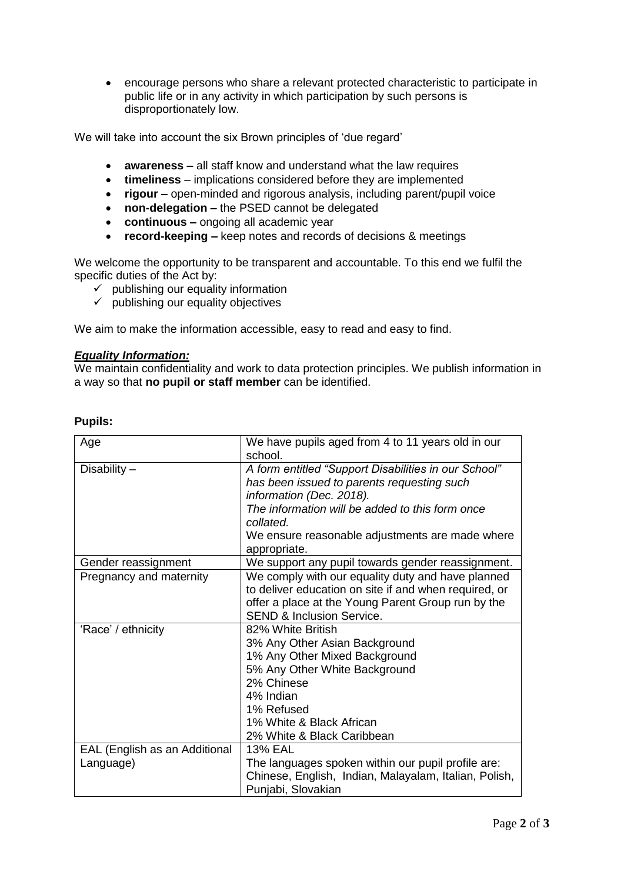- encourage persons who share a relevant protected characteristic to participate in public life or in any activity in which participation by such persons is disproportionately low.

We will take into account the six Brown principles of 'due regard'

- **awareness –** all staff know and understand what the law requires
- **timeliness** – implications considered before they are implemented
- **rigour –** open-minded and rigorous analysis, including parent/pupil voice
- **non-delegation –** the PSED cannot be delegated
- **continuous –** ongoing all academic year
- **record-keeping –** keep notes and records of decisions & meetings

We welcome the opportunity to be transparent and accountable. To this end we fulfil the specific duties of the Act by:

- ✓ publishing our equality information
- ✓ publishing our equality objectives

We aim to make the information accessible, easy to read and easy to find.

***Equality Information:***

We maintain confidentiality and work to data protection principles. We publish information in a way so that **no pupil or staff member** can be identified.

**Pupils:**

| | |
|---|---|
| Age | We have pupils aged from 4 to 11 years old in our school. |
| Disability – | *A form entitled "Support Disabilities in our School" has been issued to parents requesting such information (Dec. 2018).*<br>*The information will be added to this form once collated.*<br>We ensure reasonable adjustments are made where appropriate. |
| Gender reassignment | We support any pupil towards gender reassignment. |
| Pregnancy and maternity | We comply with our equality duty and have planned to deliver education on site if and when required, or offer a place at the Young Parent Group run by the SEND & Inclusion Service. |
| 'Race' / ethnicity | 82% White British<br>3% Any Other Asian Background<br>1% Any Other Mixed Background<br>5% Any Other White Background<br>2% Chinese<br>4% Indian<br>1% Refused<br>1% White & Black African<br>2% White & Black Caribbean |
| EAL (English as an Additional Language) | 13% EAL<br>The languages spoken within our pupil profile are: Chinese, English, Indian, Malayalam, Italian, Polish, Punjabi, Slovakian |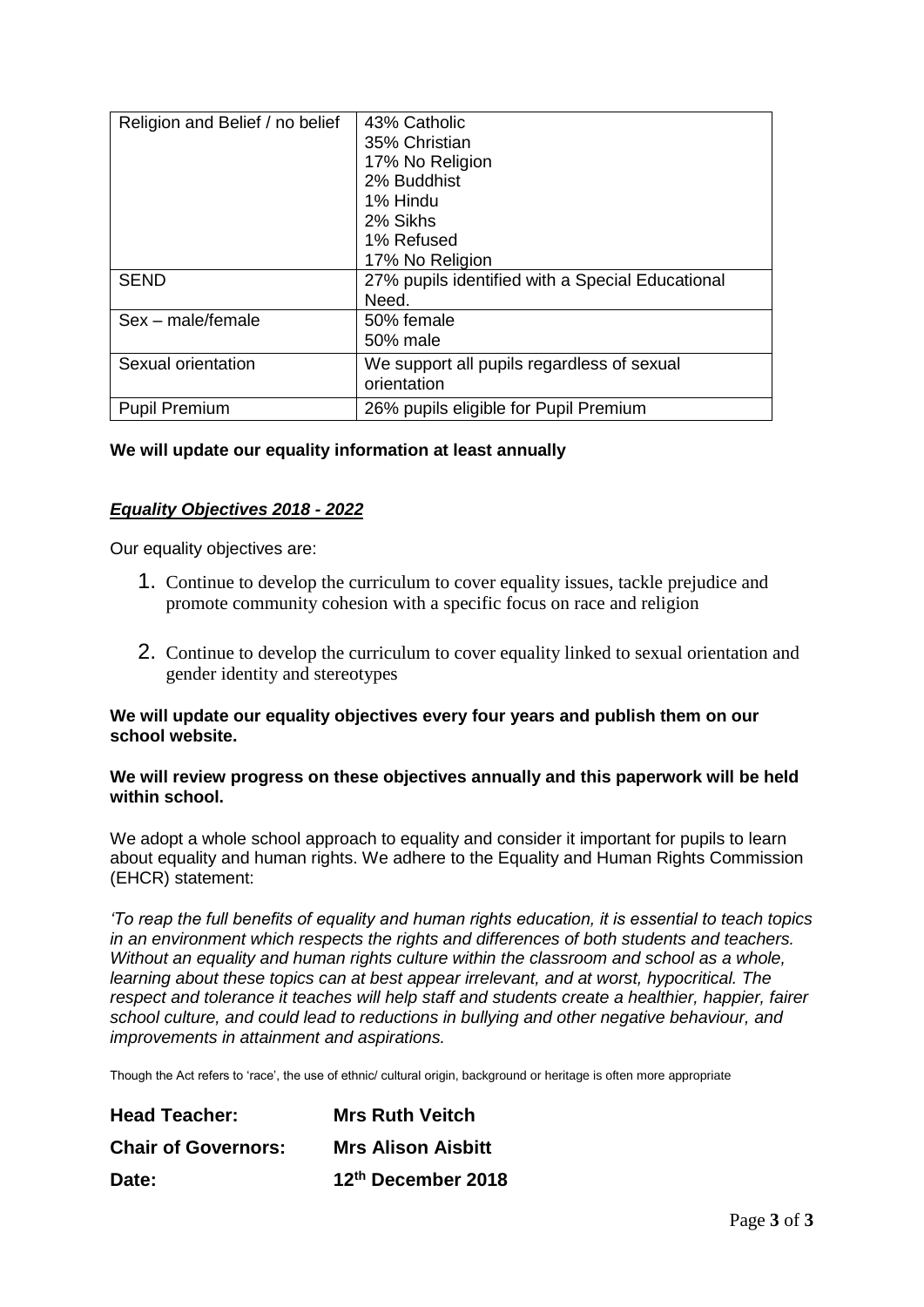| | |
|---|---|
| Religion and Belief / no belief | 43% Catholic<br>35% Christian<br>17% No Religion<br>2% Buddhist<br>1% Hindu<br>2% Sikhs<br>1% Refused<br>17% No Religion |
| SEND | 27% pupils identified with a Special Educational Need. |
| Sex – male/female | 50% female<br>50% male |
| Sexual orientation | We support all pupils regardless of sexual orientation |
| Pupil Premium | 26% pupils eligible for Pupil Premium |

**We will update our equality information at least annually**

***Equality Objectives 2018 - 2022***

Our equality objectives are:

1. Continue to develop the curriculum to cover equality issues, tackle prejudice and promote community cohesion with a specific focus on race and religion
2. Continue to develop the curriculum to cover equality linked to sexual orientation and gender identity and stereotypes

**We will update our equality objectives every four years and publish them on our school website.**

**We will review progress on these objectives annually and this paperwork will be held within school.**

We adopt a whole school approach to equality and consider it important for pupils to learn about equality and human rights. We adhere to the Equality and Human Rights Commission (EHCR) statement:

*'To reap the full benefits of equality and human rights education, it is essential to teach topics in an environment which respects the rights and differences of both students and teachers. Without an equality and human rights culture within the classroom and school as a whole, learning about these topics can at best appear irrelevant, and at worst, hypocritical. The respect and tolerance it teaches will help staff and students create a healthier, happier, fairer school culture, and could lead to reductions in bullying and other negative behaviour, and improvements in attainment and aspirations.*

Though the Act refers to 'race', the use of ethnic/ cultural origin, background or heritage is often more appropriate

**Head Teacher:** **Mrs Ruth Veitch**

**Chair of Governors:** **Mrs Alison Aisbitt**

**Date:** **12th December 2018**